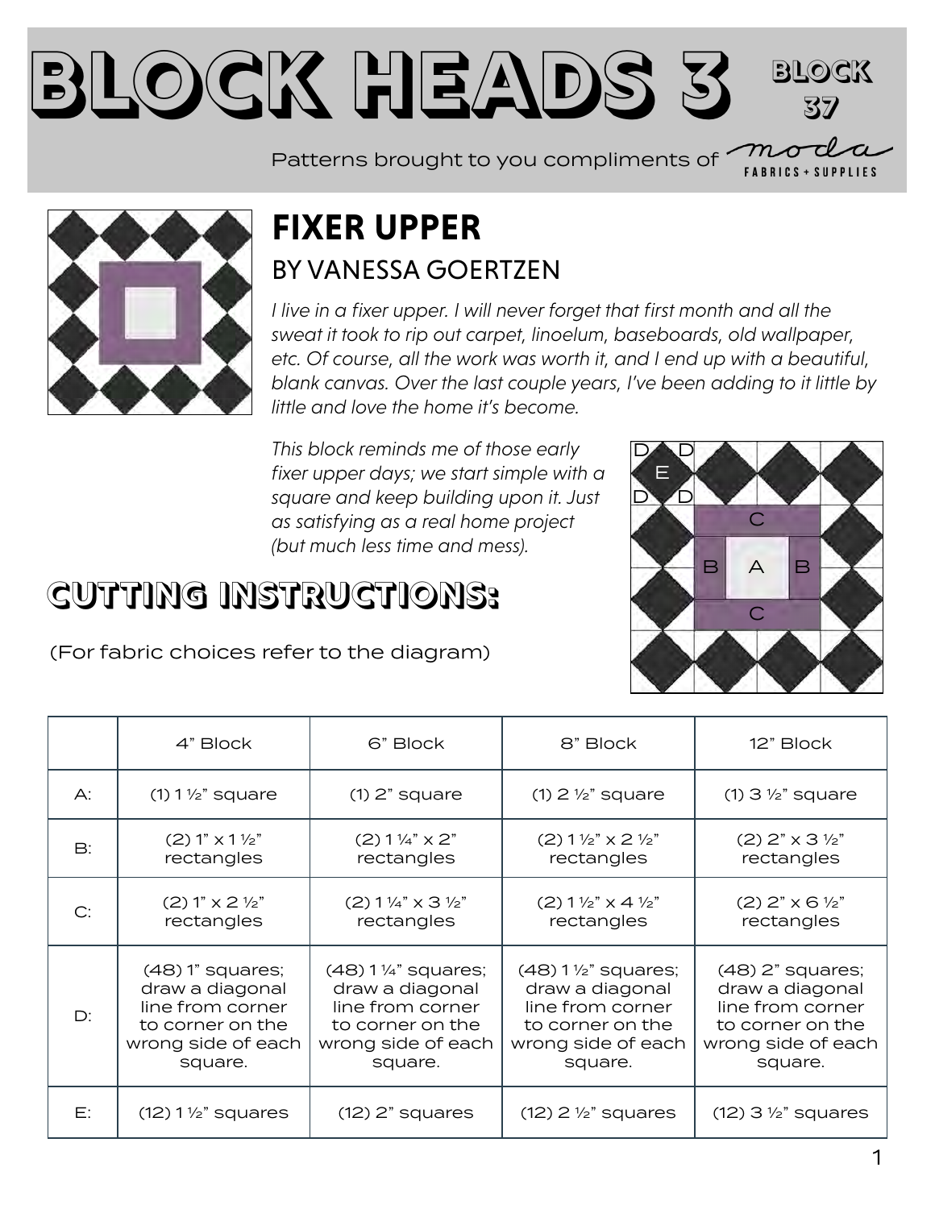# BLOCK HEADS 3

BLOCK 37

Patterns brought to you compliments of moda FABRICS + SUPPLIES

## FIXER UPPER

### BY VANESSA GOERTZEN

*I live in a fixer upper. I will never forget that first month and all the sweat it took to rip out carpet, linoelum, baseboards, old wallpaper, etc. Of course, all the work was worth it, and I end up with a beautiful, blank canvas. Over the last couple years, I've been adding to it little by little and love the home it's become.*

*This block reminds me of those early fixer upper days; we start simple with a square and keep building upon it. Just as satisfying as a real home project (but much less time and mess).*

## CUTTING INSTRUCTIONS:

(For fabric choices refer to the diagram)

| | 4" Block | 6" Block | 8" Block | 12" Block |
|---|---|---|---|---|
| A: | (1) 1 ½" square | (1) 2" square | (1) 2 ½" square | (1) 3 ½" square |
| B: | (2) 1" x 1 ½" rectangles | (2) 1 ¼" x 2" rectangles | (2) 1 ½" x 2 ½" rectangles | (2) 2" x 3 ½" rectangles |
| C: | (2) 1" x 2 ½" rectangles | (2) 1 ¼" x 3 ½" rectangles | (2) 1 ½" x 4 ½" rectangles | (2) 2" x 6 ½" rectangles |
| D: | (48) 1" squares; draw a diagonal line from corner to corner on the wrong side of each square. | (48) 1 ¼" squares; draw a diagonal line from corner to corner on the wrong side of each square. | (48) 1 ½" squares; draw a diagonal line from corner to corner on the wrong side of each square. | (48) 2" squares; draw a diagonal line from corner to corner on the wrong side of each square. |
| E: | (12) 1 ½" squares | (12) 2" squares | (12) 2 ½" squares | (12) 3 ½" squares |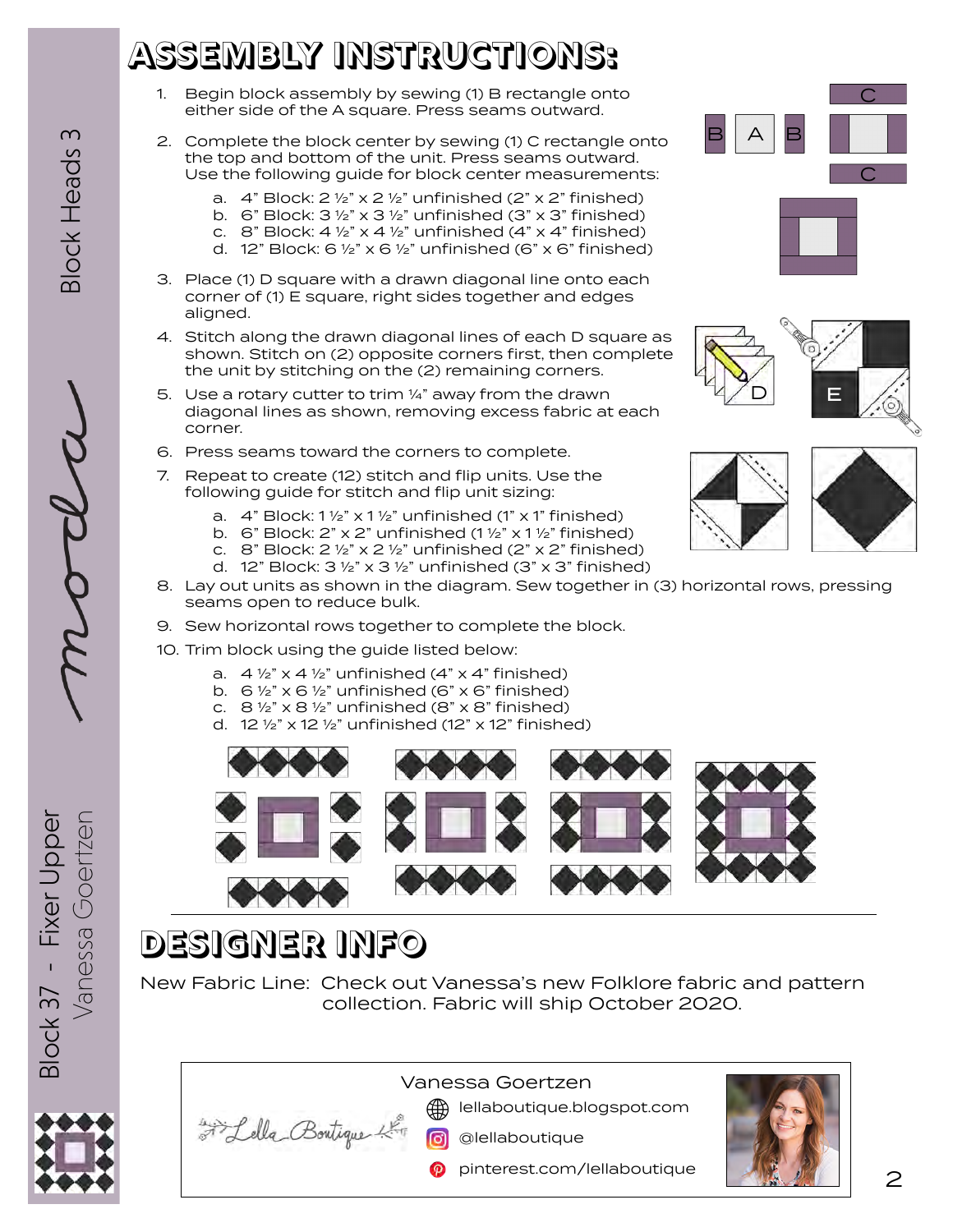# ASSEMBLY INSTRUCTIONS:

1. Begin block assembly by sewing (1) B rectangle onto either side of the A square. Press seams outward.
2. Complete the block center by sewing (1) C rectangle onto the top and bottom of the unit. Press seams outward. Use the following guide for block center measurements:
   a. 4" Block: 2 ½" x 2 ½" unfinished (2" x 2" finished)
   b. 6" Block: 3 ½" x 3 ½" unfinished (3" x 3" finished)
   c. 8" Block: 4 ½" x 4 ½" unfinished (4" x 4" finished)
   d. 12" Block: 6 ½" x 6 ½" unfinished (6" x 6" finished)
3. Place (1) D square with a drawn diagonal line onto each corner of (1) E square, right sides together and edges aligned.
4. Stitch along the drawn diagonal lines of each D square as shown. Stitch on (2) opposite corners first, then complete the unit by stitching on the (2) remaining corners.
5. Use a rotary cutter to trim ¼" away from the drawn diagonal lines as shown, removing excess fabric at each corner.
6. Press seams toward the corners to complete.
7. Repeat to create (12) stitch and flip units. Use the following guide for stitch and flip unit sizing:
   a. 4" Block: 1 ½" x 1 ½" unfinished (1" x 1" finished)
   b. 6" Block: 2" x 2" unfinished (1 ½" x 1 ½" finished)
   c. 8" Block: 2 ½" x 2 ½" unfinished (2" x 2" finished)
   d. 12" Block: 3 ½" x 3 ½" unfinished (3" x 3" finished)
8. Lay out units as shown in the diagram. Sew together in (3) horizontal rows, pressing seams open to reduce bulk.
9. Sew horizontal rows together to complete the block.
10. Trim block using the guide listed below:
    a. 4 ½" x 4 ½" unfinished (4" x 4" finished)
    b. 6 ½" x 6 ½" unfinished (6" x 6" finished)
    c. 8 ½" x 8 ½" unfinished (8" x 8" finished)
    d. 12 ½" x 12 ½" unfinished (12" x 12" finished)

# DESIGNER INFO

New Fabric Line: Check out Vanessa's new Folklore fabric and pattern collection. Fabric will ship October 2020.

Vanessa Goertzen

lellaboutique.blogspot.com

@lellaboutique

pinterest.com/lellaboutique